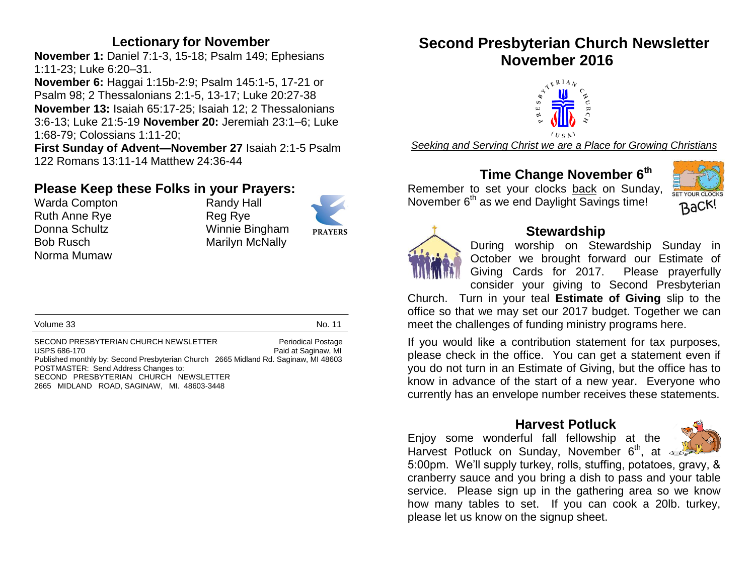## Lectionary for November

**November 1:** Daniel 7:1-3, 15-18; Psalm 149; Ephesians 1:11-23; Luke 6:20–31.
**November 6:** Haggai 1:15b-2:9; Psalm 145:1-5, 17-21 or Psalm 98; 2 Thessalonians 2:1-5, 13-17; Luke 20:27-38
**November 13:** Isaiah 65:17-25; Isaiah 12; 2 Thessalonians 3:6-13; Luke 21:5-19 **November 20:** Jeremiah 23:1–6; Luke 1:68-79; Colossians 1:11-20;
**First Sunday of Advent—November 27** Isaiah 2:1-5 Psalm 122 Romans 13:11-14 Matthew 24:36-44

## Please Keep these Folks in your Prayers:

Warda Compton
Ruth Anne Rye
Donna Schultz
Bob Rusch
Norma Mumaw
Randy Hall
Reg Rye
Winnie Bingham
Marilyn McNally

PRAYERS

Volume 33 No. 11

SECOND PRESBYTERIAN CHURCH NEWSLETTER Periodical Postage
USPS 686-170 Paid at Saginaw, MI
Published monthly by: Second Presbyterian Church 2665 Midland Rd. Saginaw, MI 48603
POSTMASTER: Send Address Changes to:
SECOND PRESBYTERIAN CHURCH NEWSLETTER
2665 MIDLAND ROAD, SAGINAW, MI. 48603-3448

# Second Presbyterian Church Newsletter November 2016

PRESBYTERIAN CHURCH (USA)

*Seeking and Serving Christ we are a Place for Growing Christians*

## Time Change November 6th

Remember to set your clocks back on Sunday, November 6th as we end Daylight Savings time!

SET YOUR CLOCKS BACK!

## Stewardship

During worship on Stewardship Sunday in October we brought forward our Estimate of Giving Cards for 2017. Please prayerfully consider your giving to Second Presbyterian Church. Turn in your teal **Estimate of Giving** slip to the office so that we may set our 2017 budget. Together we can meet the challenges of funding ministry programs here.

If you would like a contribution statement for tax purposes, please check in the office. You can get a statement even if you do not turn in an Estimate of Giving, but the office has to know in advance of the start of a new year. Everyone who currently has an envelope number receives these statements.

## Harvest Potluck

Enjoy some wonderful fall fellowship at the Harvest Potluck on Sunday, November 6th, at 5:00pm. We'll supply turkey, rolls, stuffing, potatoes, gravy, & cranberry sauce and you bring a dish to pass and your table service. Please sign up in the gathering area so we know how many tables to set. If you can cook a 20lb. turkey, please let us know on the signup sheet.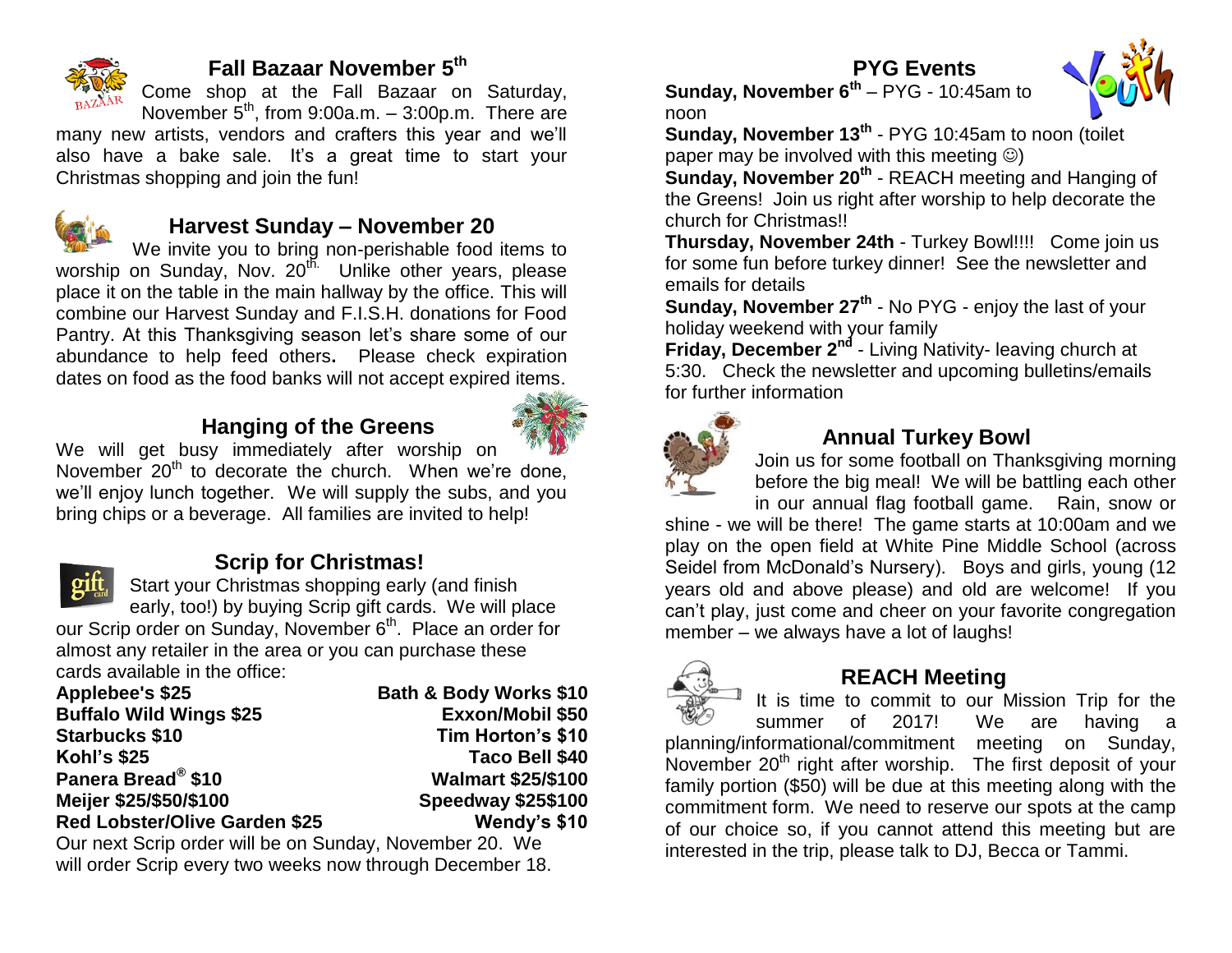## Fall Bazaar November 5th

Come shop at the Fall Bazaar on Saturday, November 5th, from 9:00a.m. – 3:00p.m. There are many new artists, vendors and crafters this year and we'll also have a bake sale. It's a great time to start your Christmas shopping and join the fun!

## Harvest Sunday – November 20

We invite you to bring non-perishable food items to worship on Sunday, Nov. 20th. Unlike other years, please place it on the table in the main hallway by the office. This will combine our Harvest Sunday and F.I.S.H. donations for Food Pantry. At this Thanksgiving season let's share some of our abundance to help feed others**.** Please check expiration dates on food as the food banks will not accept expired items.

## Hanging of the Greens

We will get busy immediately after worship on November 20th to decorate the church. When we're done, we'll enjoy lunch together. We will supply the subs, and you bring chips or a beverage. All families are invited to help!

## Scrip for Christmas!

Start your Christmas shopping early (and finish early, too!) by buying Scrip gift cards. We will place our Scrip order on Sunday, November 6th. Place an order for almost any retailer in the area or you can purchase these cards available in the office:

| | |
|---|---|
| **Applebee's $25** | **Bath & Body Works $10** |
| **Buffalo Wild Wings $25** | **Exxon/Mobil $50** |
| **Starbucks $10** | **Tim Horton's $10** |
| **Kohl's $25** | **Taco Bell $40** |
| **Panera Bread® $10** | **Walmart $25/$100** |
| **Meijer $25/$50/$100** | **Speedway $25$100** |
| **Red Lobster/Olive Garden $25** | **Wendy's $10** |

Our next Scrip order will be on Sunday, November 20. We will order Scrip every two weeks now through December 18.

## PYG Events

**Sunday, November 6th** – PYG - 10:45am to noon

**Sunday, November 13th** - PYG 10:45am to noon (toilet paper may be involved with this meeting ☺)

**Sunday, November 20th** - REACH meeting and Hanging of the Greens! Join us right after worship to help decorate the church for Christmas!!

**Thursday, November 24th** - Turkey Bowl!!!! Come join us for some fun before turkey dinner! See the newsletter and emails for details

**Sunday, November 27th** - No PYG - enjoy the last of your holiday weekend with your family

**Friday, December 2nd** - Living Nativity- leaving church at 5:30. Check the newsletter and upcoming bulletins/emails for further information

## Annual Turkey Bowl

Join us for some football on Thanksgiving morning before the big meal! We will be battling each other in our annual flag football game. Rain, snow or shine - we will be there! The game starts at 10:00am and we play on the open field at White Pine Middle School (across Seidel from McDonald's Nursery). Boys and girls, young (12 years old and above please) and old are welcome! If you can't play, just come and cheer on your favorite congregation member – we always have a lot of laughs!

## REACH Meeting

It is time to commit to our Mission Trip for the summer of 2017! We are having a planning/informational/commitment meeting on Sunday, November 20th right after worship. The first deposit of your family portion ($50) will be due at this meeting along with the commitment form. We need to reserve our spots at the camp of our choice so, if you cannot attend this meeting but are interested in the trip, please talk to DJ, Becca or Tammi.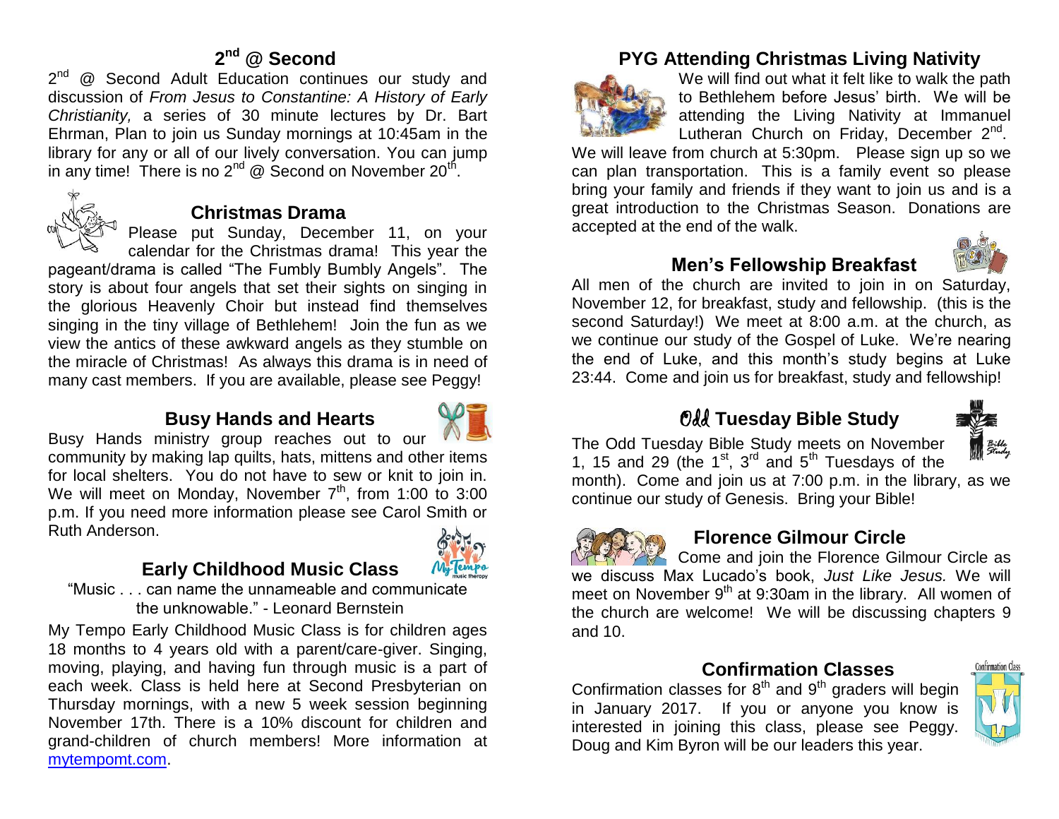## 2nd @ Second

2nd @ Second Adult Education continues our study and discussion of *From Jesus to Constantine: A History of Early Christianity,* a series of 30 minute lectures by Dr. Bart Ehrman, Plan to join us Sunday mornings at 10:45am in the library for any or all of our lively conversation. You can jump in any time! There is no 2nd @ Second on November 20th.

## Christmas Drama

Please put Sunday, December 11, on your calendar for the Christmas drama! This year the pageant/drama is called "The Fumbly Bumbly Angels". The story is about four angels that set their sights on singing in the glorious Heavenly Choir but instead find themselves singing in the tiny village of Bethlehem! Join the fun as we view the antics of these awkward angels as they stumble on the miracle of Christmas! As always this drama is in need of many cast members. If you are available, please see Peggy!

## Busy Hands and Hearts

Busy Hands ministry group reaches out to our community by making lap quilts, hats, mittens and other items for local shelters. You do not have to sew or knit to join in. We will meet on Monday, November 7th, from 1:00 to 3:00 p.m. If you need more information please see Carol Smith or Ruth Anderson.

## Early Childhood Music Class

"Music . . . can name the unnameable and communicate the unknowable." - Leonard Bernstein

My Tempo Early Childhood Music Class is for children ages 18 months to 4 years old with a parent/care-giver. Singing, moving, playing, and having fun through music is a part of each week. Class is held here at Second Presbyterian on Thursday mornings, with a new 5 week session beginning November 17th. There is a 10% discount for children and grand-children of church members! More information at mytempomt.com.

## PYG Attending Christmas Living Nativity

We will find out what it felt like to walk the path to Bethlehem before Jesus' birth. We will be attending the Living Nativity at Immanuel Lutheran Church on Friday, December 2nd. We will leave from church at 5:30pm. Please sign up so we can plan transportation. This is a family event so please bring your family and friends if they want to join us and is a great introduction to the Christmas Season. Donations are accepted at the end of the walk.

## Men's Fellowship Breakfast

All men of the church are invited to join in on Saturday, November 12, for breakfast, study and fellowship. (this is the second Saturday!) We meet at 8:00 a.m. at the church, as we continue our study of the Gospel of Luke. We're nearing the end of Luke, and this month's study begins at Luke 23:44. Come and join us for breakfast, study and fellowship!

## Odd Tuesday Bible Study

The Odd Tuesday Bible Study meets on November 1, 15 and 29 (the 1st, 3rd and 5th Tuesdays of the month). Come and join us at 7:00 p.m. in the library, as we continue our study of Genesis. Bring your Bible!

## Florence Gilmour Circle

Come and join the Florence Gilmour Circle as we discuss Max Lucado's book, *Just Like Jesus.* We will meet on November 9th at 9:30am in the library. All women of the church are welcome! We will be discussing chapters 9 and 10.

## Confirmation Classes

Confirmation classes for 8th and 9th graders will begin in January 2017. If you or anyone you know is interested in joining this class, please see Peggy. Doug and Kim Byron will be our leaders this year.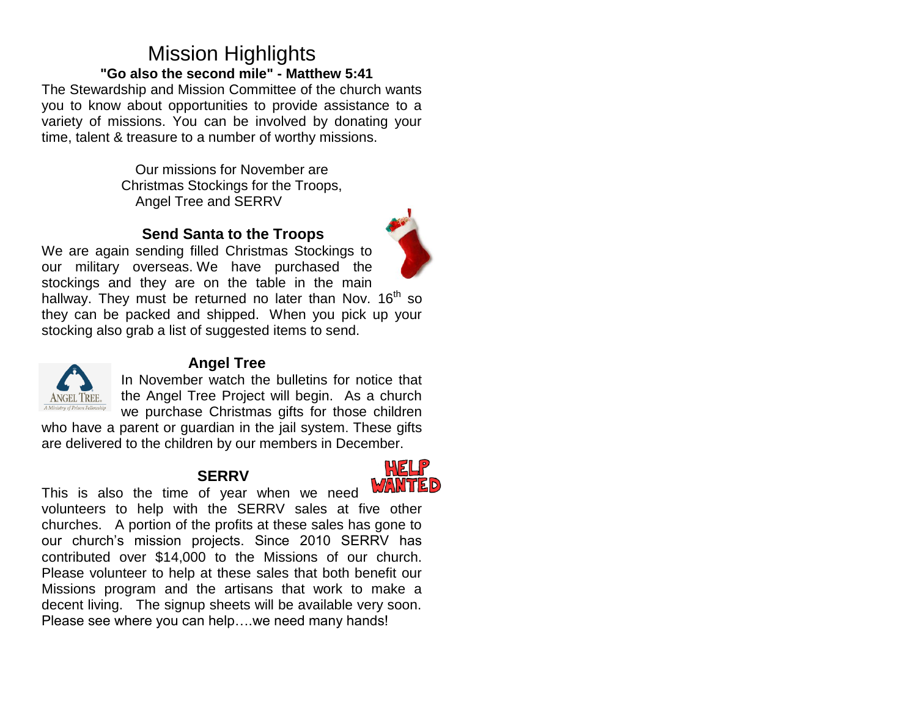# Mission Highlights

**"Go also the second mile" - Matthew 5:41**

The Stewardship and Mission Committee of the church wants you to know about opportunities to provide assistance to a variety of missions. You can be involved by donating your time, talent & treasure to a number of worthy missions.

Our missions for November are
Christmas Stockings for the Troops,
Angel Tree and SERRV

### Send Santa to the Troops

We are again sending filled Christmas Stockings to our military overseas. We have purchased the stockings and they are on the table in the main hallway. They must be returned no later than Nov. 16th so they can be packed and shipped. When you pick up your stocking also grab a list of suggested items to send.

### Angel Tree

In November watch the bulletins for notice that the Angel Tree Project will begin. As a church we purchase Christmas gifts for those children who have a parent or guardian in the jail system. These gifts are delivered to the children by our members in December.

### SERRV

This is also the time of year when we need volunteers to help with the SERRV sales at five other churches. A portion of the profits at these sales has gone to our church's mission projects. Since 2010 SERRV has contributed over $14,000 to the Missions of our church. Please volunteer to help at these sales that both benefit our Missions program and the artisans that work to make a decent living. The signup sheets will be available very soon. Please see where you can help….we need many hands!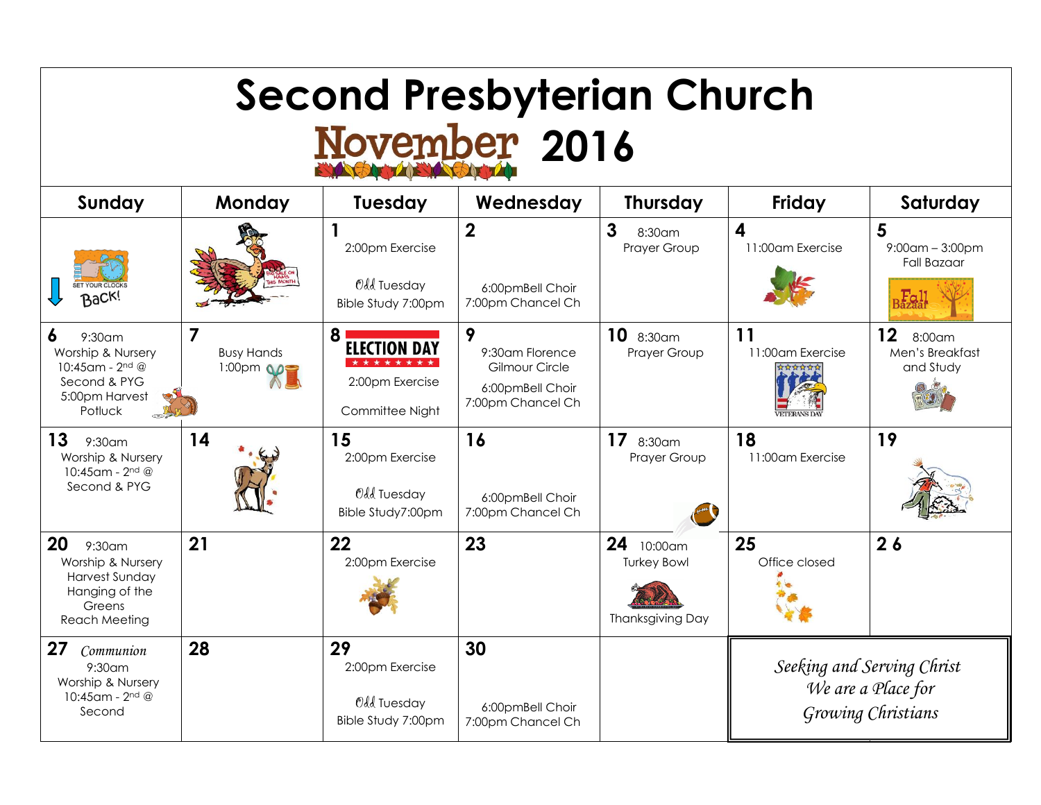# Second Presbyterian Church

## November 2016

| Sunday | Monday | Tuesday | Wednesday | Thursday | Friday | Saturday |
|---|---|---|---|---|---|---|
| SET YOUR CLOCKS BacK! | BIG SALE ON HAMS THIS MONTH | **1** 2:00pm Exercise<br>Odd Tuesday Bible Study 7:00pm | **2** 6:00pmBell Choir 7:00pm Chancel Ch | **3** 8:30am Prayer Group | **4** 11:00am Exercise | **5** 9:00am – 3:00pm Fall Bazaar<br>Fall Bazaar |
| **6** 9:30am Worship & Nursery 10:45am - 2nd @ Second & PYG 5:00pm Harvest Potluck | **7** Busy Hands 1:00pm | **8** ELECTION DAY<br>2:00pm Exercise<br>Committee Night | **9** 9:30am Florence Gilmour Circle<br>6:00pmBell Choir 7:00pm Chancel Ch | **10** 8:30am Prayer Group | **11** 11:00am Exercise<br>VETERANS DAY | **12** 8:00am Men's Breakfast and Study |
| **13** 9:30am Worship & Nursery 10:45am - 2nd @ Second & PYG | **14** | **15** 2:00pm Exercise<br>Odd Tuesday Bible Study7:00pm | **16** 6:00pmBell Choir 7:00pm Chancel Ch | **17** 8:30am Prayer Group | **18** 11:00am Exercise | **19** |
| **20** 9:30am Worship & Nursery Harvest Sunday Hanging of the Greens Reach Meeting | **21** | **22** 2:00pm Exercise | **23** | **24** 10:00am Turkey Bowl<br>Thanksgiving Day | **25** Office closed | **26** |
| **27** *Communion* 9:30am Worship & Nursery 10:45am - 2nd @ Second | **28** | **29** 2:00pm Exercise<br>Odd Tuesday Bible Study 7:00pm | **30** 6:00pmBell Choir 7:00pm Chancel Ch | | *Seeking and Serving Christ We are a Place for Growing Christians* | |